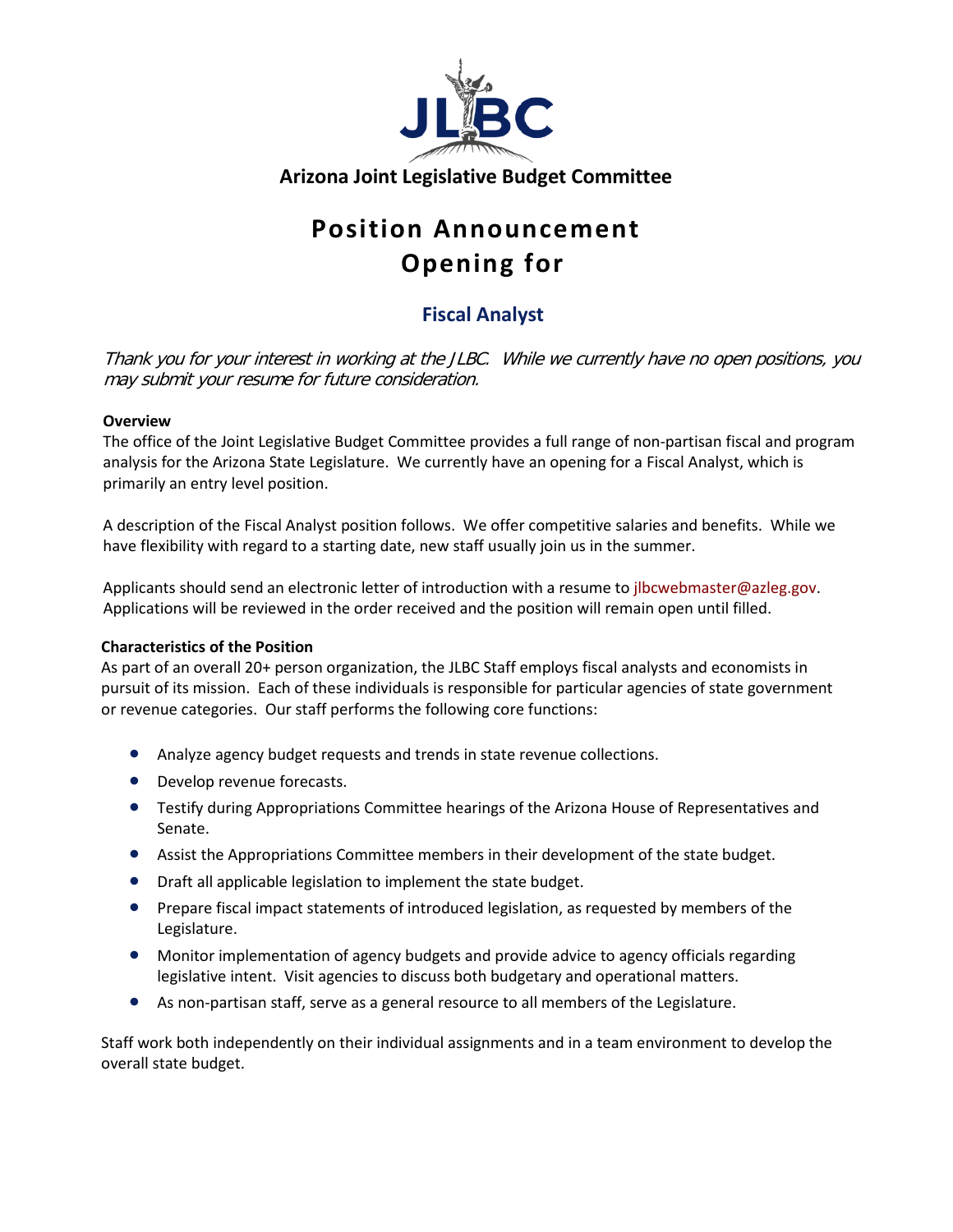**Arizona Joint Legislative Budget Committee**

# Position Announcement
# Opening for

## Fiscal Analyst

*Thank you for your interest in working at the JLBC. While we currently have no open positions, you may submit your resume for future consideration.*

**Overview**

The office of the Joint Legislative Budget Committee provides a full range of non-partisan fiscal and program analysis for the Arizona State Legislature. We currently have an opening for a Fiscal Analyst, which is primarily an entry level position.

A description of the Fiscal Analyst position follows. We offer competitive salaries and benefits. While we have flexibility with regard to a starting date, new staff usually join us in the summer.

Applicants should send an electronic letter of introduction with a resume to jlbcwebmaster@azleg.gov. Applications will be reviewed in the order received and the position will remain open until filled.

**Characteristics of the Position**

As part of an overall 20+ person organization, the JLBC Staff employs fiscal analysts and economists in pursuit of its mission. Each of these individuals is responsible for particular agencies of state government or revenue categories. Our staff performs the following core functions:

- Analyze agency budget requests and trends in state revenue collections.
- Develop revenue forecasts.
- Testify during Appropriations Committee hearings of the Arizona House of Representatives and Senate.
- Assist the Appropriations Committee members in their development of the state budget.
- Draft all applicable legislation to implement the state budget.
- Prepare fiscal impact statements of introduced legislation, as requested by members of the Legislature.
- Monitor implementation of agency budgets and provide advice to agency officials regarding legislative intent. Visit agencies to discuss both budgetary and operational matters.
- As non-partisan staff, serve as a general resource to all members of the Legislature.

Staff work both independently on their individual assignments and in a team environment to develop the overall state budget.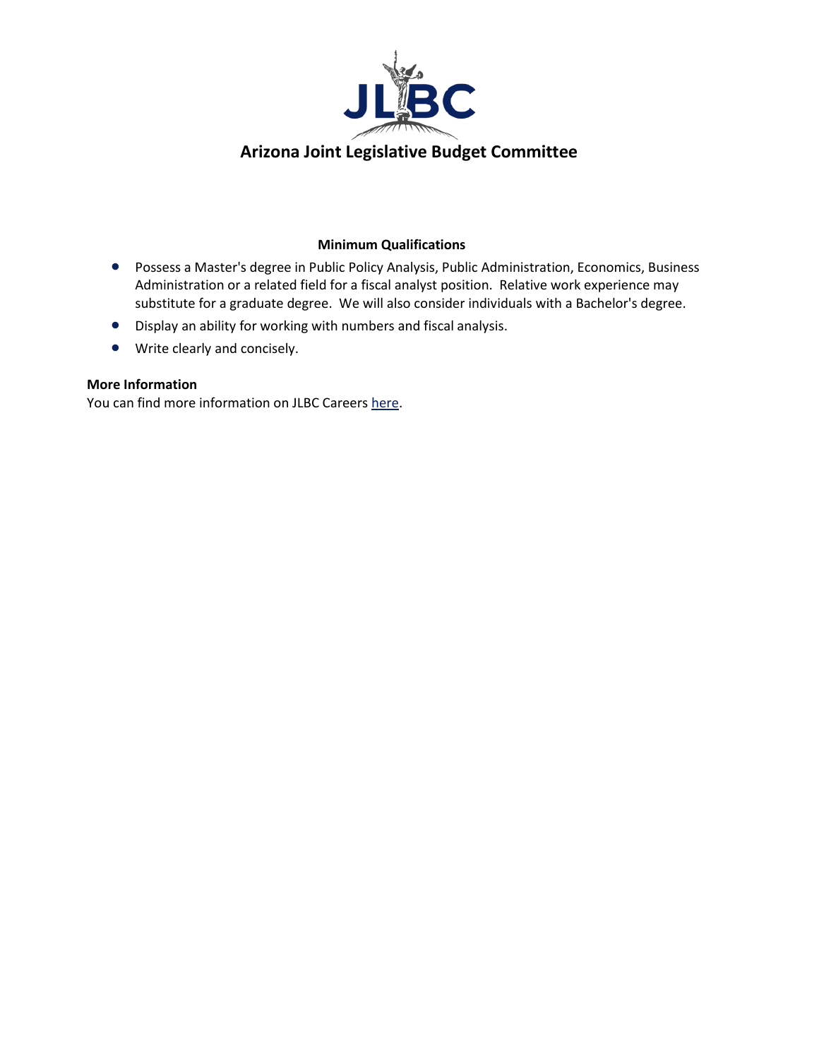**Arizona Joint Legislative Budget Committee**

**Minimum Qualifications**

- Possess a Master's degree in Public Policy Analysis, Public Administration, Economics, Business Administration or a related field for a fiscal analyst position. Relative work experience may substitute for a graduate degree. We will also consider individuals with a Bachelor's degree.
- Display an ability for working with numbers and fiscal analysis.
- Write clearly and concisely.

**More Information**

You can find more information on JLBC Careers here.